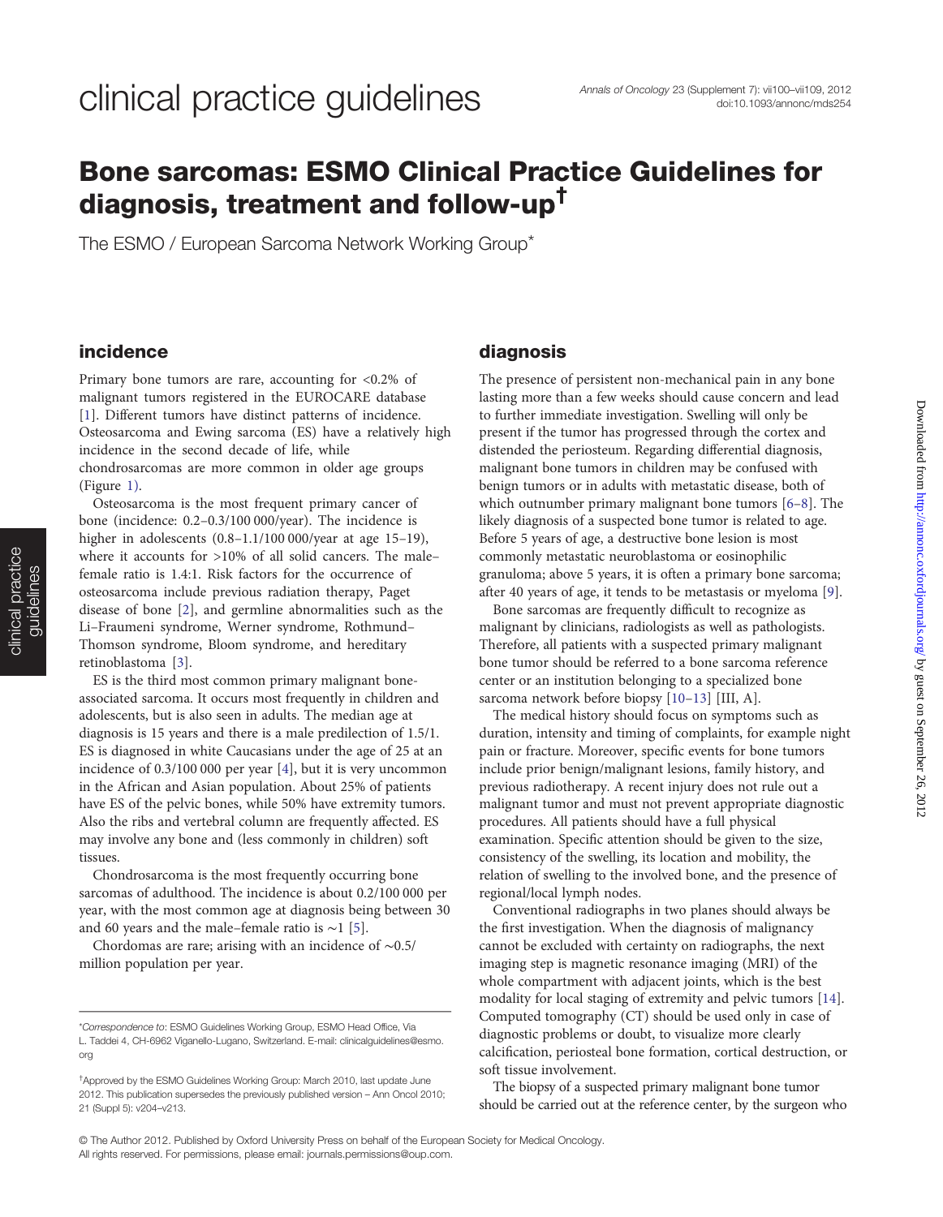# clinical practice guidelines

# Bone sarcomas: ESMO Clinical Practice Guidelines for diagnosis, treatment and follow-up†

The ESMO / European Sarcoma Network Working Group*

## incidence

Primary bone tumors are rare, accounting for <0.2% of malignant tumors registered in the EUROCARE database [1]. Different tumors have distinct patterns of incidence. Osteosarcoma and Ewing sarcoma (ES) have a relatively high incidence in the second decade of life, while chondrosarcomas are more common in older age groups (Figure 1).

Osteosarcoma is the most frequent primary cancer of bone (incidence: 0.2–0.3/100 000/year). The incidence is higher in adolescents (0.8–1.1/100 000/year at age 15–19), where it accounts for >10% of all solid cancers. The male–female ratio is 1.4:1. Risk factors for the occurrence of osteosarcoma include previous radiation therapy, Paget disease of bone [2], and germline abnormalities such as the Li–Fraumeni syndrome, Werner syndrome, Rothmund–Thomson syndrome, Bloom syndrome, and hereditary retinoblastoma [3].

ES is the third most common primary malignant bone-associated sarcoma. It occurs most frequently in children and adolescents, but is also seen in adults. The median age at diagnosis is 15 years and there is a male predilection of 1.5/1. ES is diagnosed in white Caucasians under the age of 25 at an incidence of 0.3/100 000 per year [4], but it is very uncommon in the African and Asian population. About 25% of patients have ES of the pelvic bones, while 50% have extremity tumors. Also the ribs and vertebral column are frequently affected. ES may involve any bone and (less commonly in children) soft tissues.

Chondrosarcoma is the most frequently occurring bone sarcomas of adulthood. The incidence is about 0.2/100 000 per year, with the most common age at diagnosis being between 30 and 60 years and the male–female ratio is ∼1 [5].

Chordomas are rare; arising with an incidence of ∼0.5/million population per year.

## diagnosis

The presence of persistent non-mechanical pain in any bone lasting more than a few weeks should cause concern and lead to further immediate investigation. Swelling will only be present if the tumor has progressed through the cortex and distended the periosteum. Regarding differential diagnosis, malignant bone tumors in children may be confused with benign tumors or in adults with metastatic disease, both of which outnumber primary malignant bone tumors [6–8]. The likely diagnosis of a suspected bone tumor is related to age. Before 5 years of age, a destructive bone lesion is most commonly metastatic neuroblastoma or eosinophilic granuloma; above 5 years, it is often a primary bone sarcoma; after 40 years of age, it tends to be metastasis or myeloma [9].

Bone sarcomas are frequently difficult to recognize as malignant by clinicians, radiologists as well as pathologists. Therefore, all patients with a suspected primary malignant bone tumor should be referred to a bone sarcoma reference center or an institution belonging to a specialized bone sarcoma network before biopsy [10–13] [III, A].

The medical history should focus on symptoms such as duration, intensity and timing of complaints, for example night pain or fracture. Moreover, specific events for bone tumors include prior benign/malignant lesions, family history, and previous radiotherapy. A recent injury does not rule out a malignant tumor and must not prevent appropriate diagnostic procedures. All patients should have a full physical examination. Specific attention should be given to the size, consistency of the swelling, its location and mobility, the relation of swelling to the involved bone, and the presence of regional/local lymph nodes.

Conventional radiographs in two planes should always be the first investigation. When the diagnosis of malignancy cannot be excluded with certainty on radiographs, the next imaging step is magnetic resonance imaging (MRI) of the whole compartment with adjacent joints, which is the best modality for local staging of extremity and pelvic tumors [14]. Computed tomography (CT) should be used only in case of diagnostic problems or doubt, to visualize more clearly calcification, periosteal bone formation, cortical destruction, or soft tissue involvement.

The biopsy of a suspected primary malignant bone tumor should be carried out at the reference center, by the surgeon who

---

*Correspondence to: ESMO Guidelines Working Group, ESMO Head Office, Via L. Taddei 4, CH-6962 Viganello-Lugano, Switzerland. E-mail: clinicalguidelines@esmo.org

†Approved by the ESMO Guidelines Working Group: March 2010, last update June 2012. This publication supersedes the previously published version – Ann Oncol 2010; 21 (Suppl 5): v204–v213.

© The Author 2012. Published by Oxford University Press on behalf of the European Society for Medical Oncology. All rights reserved. For permissions, please email: journals.permissions@oup.com.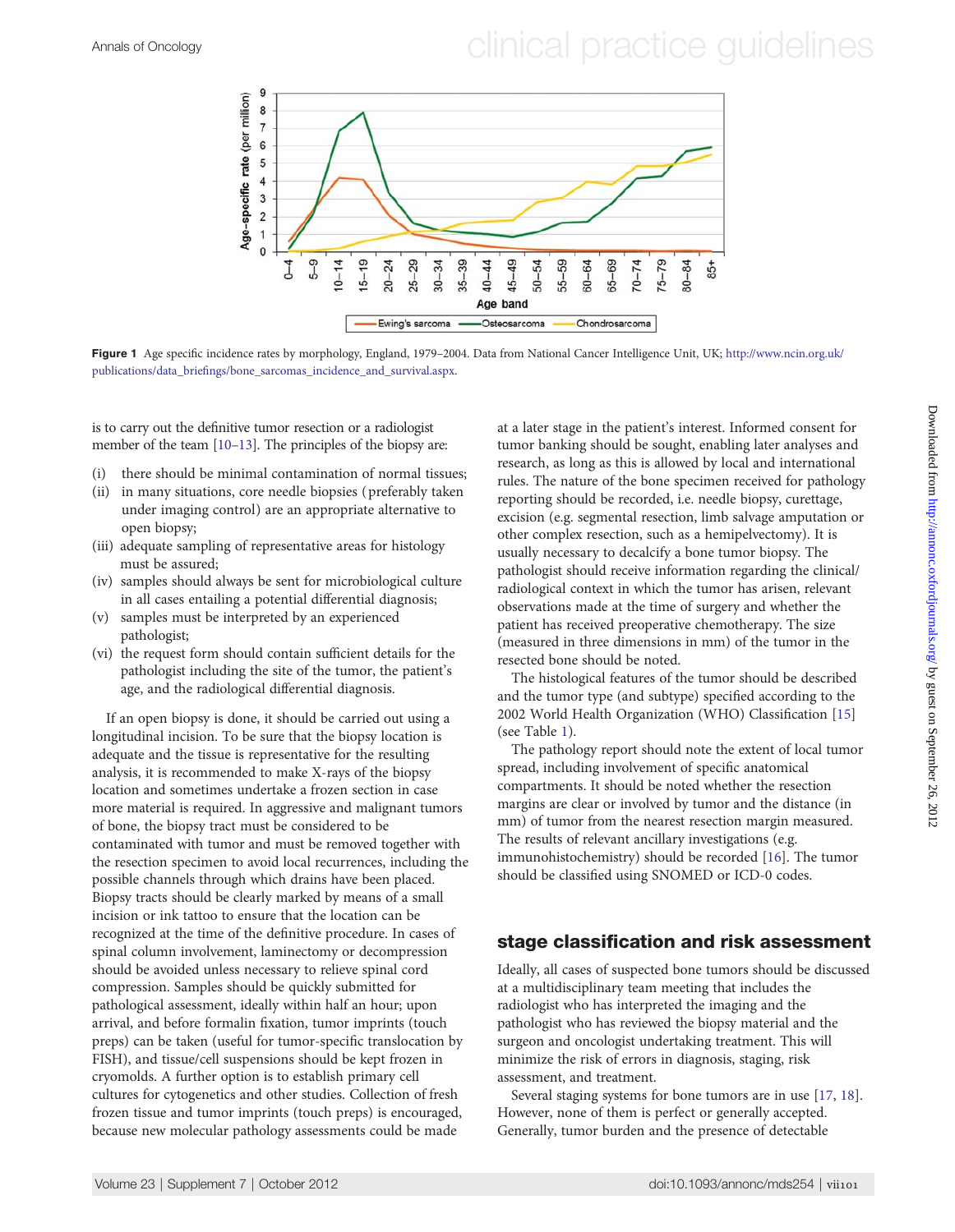Age-specific rate (per million)

9
8
7
6
5
4
3
2
1
0

0–4
5–9
10–14
15–19
20–24
25–29
30–34
35–39
40–44
45–49
50–54
55–59
60–64
65–69
70–74
75–79
80–84
85+

Age band

Ewing's sarcoma
Osteosarcoma
Chondrosarcoma

**Figure 1** Age specific incidence rates by morphology, England, 1979–2004. Data from National Cancer Intelligence Unit, UK; http://www.ncin.org.uk/publications/data_briefings/bone_sarcomas_incidence_and_survival.aspx.

is to carry out the definitive tumor resection or a radiologist member of the team [10–13]. The principles of the biopsy are:

(i) there should be minimal contamination of normal tissues;
(ii) in many situations, core needle biopsies (preferably taken under imaging control) are an appropriate alternative to open biopsy;
(iii) adequate sampling of representative areas for histology must be assured;
(iv) samples should always be sent for microbiological culture in all cases entailing a potential differential diagnosis;
(v) samples must be interpreted by an experienced pathologist;
(vi) the request form should contain sufficient details for the pathologist including the site of the tumor, the patient's age, and the radiological differential diagnosis.

If an open biopsy is done, it should be carried out using a longitudinal incision. To be sure that the biopsy location is adequate and the tissue is representative for the resulting analysis, it is recommended to make X-rays of the biopsy location and sometimes undertake a frozen section in case more material is required. In aggressive and malignant tumors of bone, the biopsy tract must be considered to be contaminated with tumor and must be removed together with the resection specimen to avoid local recurrences, including the possible channels through which drains have been placed. Biopsy tracts should be clearly marked by means of a small incision or ink tattoo to ensure that the location can be recognized at the time of the definitive procedure. In cases of spinal column involvement, laminectomy or decompression should be avoided unless necessary to relieve spinal cord compression. Samples should be quickly submitted for pathological assessment, ideally within half an hour; upon arrival, and before formalin fixation, tumor imprints (touch preps) can be taken (useful for tumor-specific translocation by FISH), and tissue/cell suspensions should be kept frozen in cryomolds. A further option is to establish primary cell cultures for cytogenetics and other studies. Collection of fresh frozen tissue and tumor imprints (touch preps) is encouraged, because new molecular pathology assessments could be made at a later stage in the patient's interest. Informed consent for tumor banking should be sought, enabling later analyses and research, as long as this is allowed by local and international rules. The nature of the bone specimen received for pathology reporting should be recorded, i.e. needle biopsy, curettage, excision (e.g. segmental resection, limb salvage amputation or other complex resection, such as a hemipelvectomy). It is usually necessary to decalcify a bone tumor biopsy. The pathologist should receive information regarding the clinical/radiological context in which the tumor has arisen, relevant observations made at the time of surgery and whether the patient has received preoperative chemotherapy. The size (measured in three dimensions in mm) of the tumor in the resected bone should be noted.

The histological features of the tumor should be described and the tumor type (and subtype) specified according to the 2002 World Health Organization (WHO) Classification [15] (see Table 1).

The pathology report should note the extent of local tumor spread, including involvement of specific anatomical compartments. It should be noted whether the resection margins are clear or involved by tumor and the distance (in mm) of tumor from the nearest resection margin measured. The results of relevant ancillary investigations (e.g. immunohistochemistry) should be recorded [16]. The tumor should be classified using SNOMED or ICD-0 codes.

## stage classification and risk assessment

Ideally, all cases of suspected bone tumors should be discussed at a multidisciplinary team meeting that includes the radiologist who has interpreted the imaging and the pathologist who has reviewed the biopsy material and the surgeon and oncologist undertaking treatment. This will minimize the risk of errors in diagnosis, staging, risk assessment, and treatment.

Several staging systems for bone tumors are in use [17, 18]. However, none of them is perfect or generally accepted. Generally, tumor burden and the presence of detectable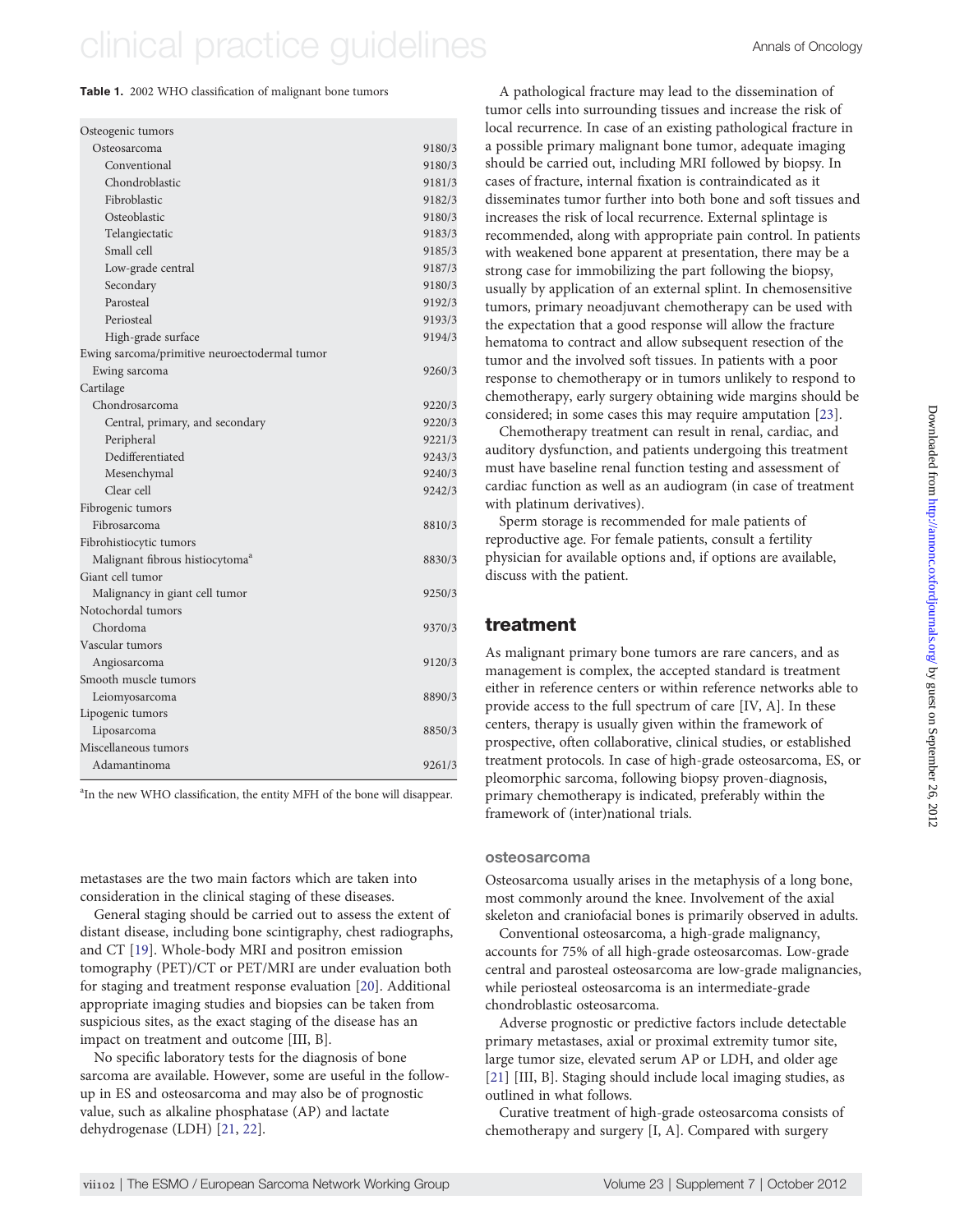**Table 1.** 2002 WHO classification of malignant bone tumors

| | |
|---|---|
| Osteogenic tumors | |
| Osteosarcoma | 9180/3 |
| Conventional | 9180/3 |
| Chondroblastic | 9181/3 |
| Fibroblastic | 9182/3 |
| Osteoblastic | 9180/3 |
| Telangiectatic | 9183/3 |
| Small cell | 9185/3 |
| Low-grade central | 9187/3 |
| Secondary | 9180/3 |
| Parosteal | 9192/3 |
| Periosteal | 9193/3 |
| High-grade surface | 9194/3 |
| Ewing sarcoma/primitive neuroectodermal tumor | |
| Ewing sarcoma | 9260/3 |
| Cartilage | |
| Chondrosarcoma | 9220/3 |
| Central, primary, and secondary | 9220/3 |
| Peripheral | 9221/3 |
| Dedifferentiated | 9243/3 |
| Mesenchymal | 9240/3 |
| Clear cell | 9242/3 |
| Fibrogenic tumors | |
| Fibrosarcoma | 8810/3 |
| Fibrohistiocytic tumors | |
| Malignant fibrous histiocytoma[a] | 8830/3 |
| Giant cell tumor | |
| Malignancy in giant cell tumor | 9250/3 |
| Notochordal tumors | |
| Chordoma | 9370/3 |
| Vascular tumors | |
| Angiosarcoma | 9120/3 |
| Smooth muscle tumors | |
| Leiomyosarcoma | 8890/3 |
| Lipogenic tumors | |
| Liposarcoma | 8850/3 |
| Miscellaneous tumors | |
| Adamantinoma | 9261/3 |

[a]In the new WHO classification, the entity MFH of the bone will disappear.

metastases are the two main factors which are taken into consideration in the clinical staging of these diseases.

General staging should be carried out to assess the extent of distant disease, including bone scintigraphy, chest radiographs, and CT [19]. Whole-body MRI and positron emission tomography (PET)/CT or PET/MRI are under evaluation both for staging and treatment response evaluation [20]. Additional appropriate imaging studies and biopsies can be taken from suspicious sites, as the exact staging of the disease has an impact on treatment and outcome [III, B].

No specific laboratory tests for the diagnosis of bone sarcoma are available. However, some are useful in the follow-up in ES and osteosarcoma and may also be of prognostic value, such as alkaline phosphatase (AP) and lactate dehydrogenase (LDH) [21, 22].

A pathological fracture may lead to the dissemination of tumor cells into surrounding tissues and increase the risk of local recurrence. In case of an existing pathological fracture in a possible primary malignant bone tumor, adequate imaging should be carried out, including MRI followed by biopsy. In cases of fracture, internal fixation is contraindicated as it disseminates tumor further into both bone and soft tissues and increases the risk of local recurrence. External splintage is recommended, along with appropriate pain control. In patients with weakened bone apparent at presentation, there may be a strong case for immobilizing the part following the biopsy, usually by application of an external splint. In chemosensitive tumors, primary neoadjuvant chemotherapy can be used with the expectation that a good response will allow the fracture hematoma to contract and allow subsequent resection of the tumor and the involved soft tissues. In patients with a poor response to chemotherapy or in tumors unlikely to respond to chemotherapy, early surgery obtaining wide margins should be considered; in some cases this may require amputation [23].

Chemotherapy treatment can result in renal, cardiac, and auditory dysfunction, and patients undergoing this treatment must have baseline renal function testing and assessment of cardiac function as well as an audiogram (in case of treatment with platinum derivatives).

Sperm storage is recommended for male patients of reproductive age. For female patients, consult a fertility physician for available options and, if options are available, discuss with the patient.

## treatment

As malignant primary bone tumors are rare cancers, and as management is complex, the accepted standard is treatment either in reference centers or within reference networks able to provide access to the full spectrum of care [IV, A]. In these centers, therapy is usually given within the framework of prospective, often collaborative, clinical studies, or established treatment protocols. In case of high-grade osteosarcoma, ES, or pleomorphic sarcoma, following biopsy proven-diagnosis, primary chemotherapy is indicated, preferably within the framework of (inter)national trials.

### osteosarcoma

Osteosarcoma usually arises in the metaphysis of a long bone, most commonly around the knee. Involvement of the axial skeleton and craniofacial bones is primarily observed in adults.

Conventional osteosarcoma, a high-grade malignancy, accounts for 75% of all high-grade osteosarcomas. Low-grade central and parosteal osteosarcoma are low-grade malignancies, while periosteal osteosarcoma is an intermediate-grade chondroblastic osteosarcoma.

Adverse prognostic or predictive factors include detectable primary metastases, axial or proximal extremity tumor site, large tumor size, elevated serum AP or LDH, and older age [21] [III, B]. Staging should include local imaging studies, as outlined in what follows.

Curative treatment of high-grade osteosarcoma consists of chemotherapy and surgery [I, A]. Compared with surgery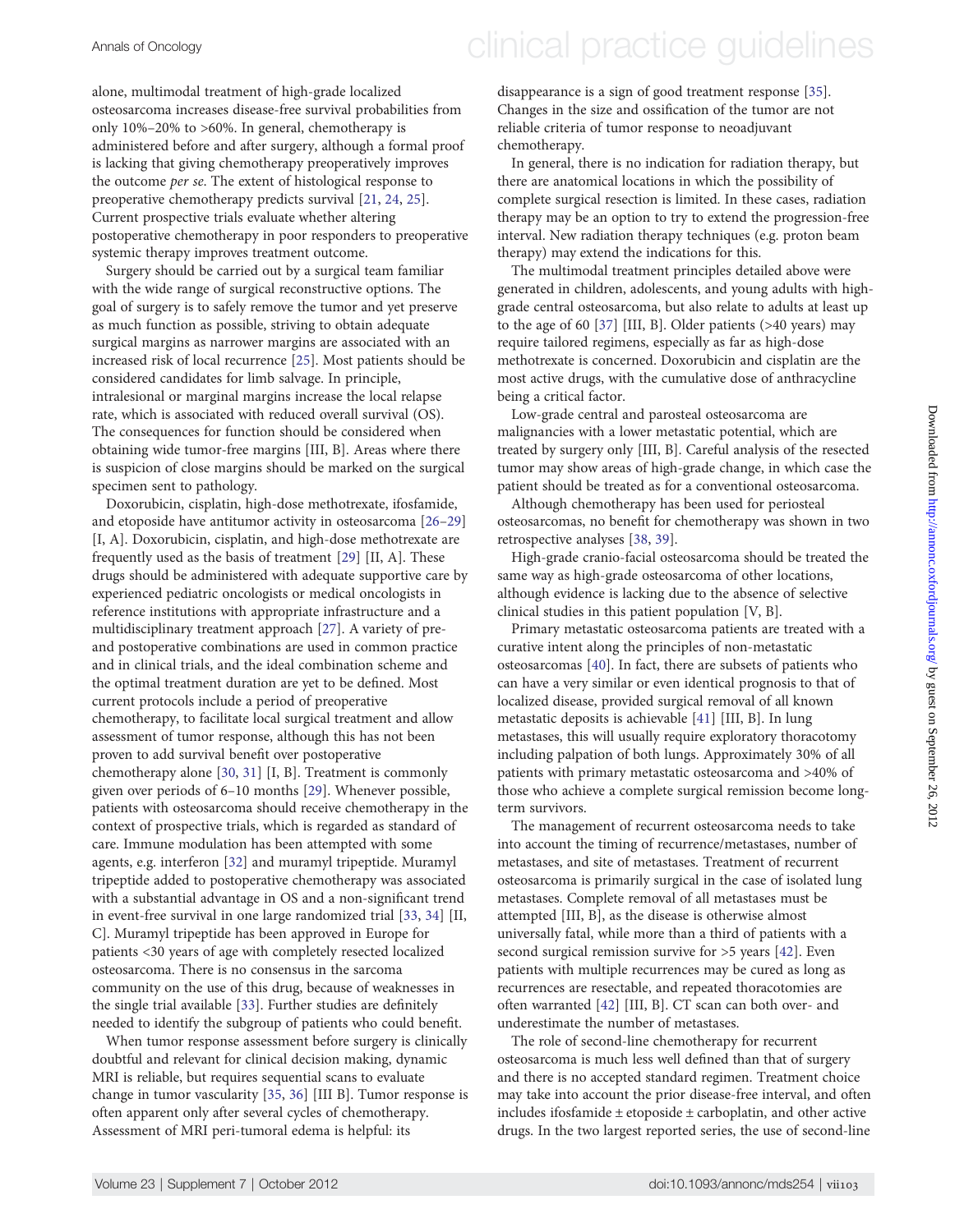alone, multimodal treatment of high-grade localized osteosarcoma increases disease-free survival probabilities from only 10%–20% to >60%. In general, chemotherapy is administered before and after surgery, although a formal proof is lacking that giving chemotherapy preoperatively improves the outcome *per se*. The extent of histological response to preoperative chemotherapy predicts survival [21, 24, 25]. Current prospective trials evaluate whether altering postoperative chemotherapy in poor responders to preoperative systemic therapy improves treatment outcome.

Surgery should be carried out by a surgical team familiar with the wide range of surgical reconstructive options. The goal of surgery is to safely remove the tumor and yet preserve as much function as possible, striving to obtain adequate surgical margins as narrower margins are associated with an increased risk of local recurrence [25]. Most patients should be considered candidates for limb salvage. In principle, intralesional or marginal margins increase the local relapse rate, which is associated with reduced overall survival (OS). The consequences for function should be considered when obtaining wide tumor-free margins [III, B]. Areas where there is suspicion of close margins should be marked on the surgical specimen sent to pathology.

Doxorubicin, cisplatin, high-dose methotrexate, ifosfamide, and etoposide have antitumor activity in osteosarcoma [26–29] [I, A]. Doxorubicin, cisplatin, and high-dose methotrexate are frequently used as the basis of treatment [29] [II, A]. These drugs should be administered with adequate supportive care by experienced pediatric oncologists or medical oncologists in reference institutions with appropriate infrastructure and a multidisciplinary treatment approach [27]. A variety of pre- and postoperative combinations are used in common practice and in clinical trials, and the ideal combination scheme and the optimal treatment duration are yet to be defined. Most current protocols include a period of preoperative chemotherapy, to facilitate local surgical treatment and allow assessment of tumor response, although this has not been proven to add survival benefit over postoperative chemotherapy alone [30, 31] [I, B]. Treatment is commonly given over periods of 6–10 months [29]. Whenever possible, patients with osteosarcoma should receive chemotherapy in the context of prospective trials, which is regarded as standard of care. Immune modulation has been attempted with some agents, e.g. interferon [32] and muramyl tripeptide. Muramyl tripeptide added to postoperative chemotherapy was associated with a substantial advantage in OS and a non-significant trend in event-free survival in one large randomized trial [33, 34] [II, C]. Muramyl tripeptide has been approved in Europe for patients <30 years of age with completely resected localized osteosarcoma. There is no consensus in the sarcoma community on the use of this drug, because of weaknesses in the single trial available [33]. Further studies are definitely needed to identify the subgroup of patients who could benefit.

When tumor response assessment before surgery is clinically doubtful and relevant for clinical decision making, dynamic MRI is reliable, but requires sequential scans to evaluate change in tumor vascularity [35, 36] [III B]. Tumor response is often apparent only after several cycles of chemotherapy. Assessment of MRI peri-tumoral edema is helpful: its disappearance is a sign of good treatment response [35]. Changes in the size and ossification of the tumor are not reliable criteria of tumor response to neoadjuvant chemotherapy.

In general, there is no indication for radiation therapy, but there are anatomical locations in which the possibility of complete surgical resection is limited. In these cases, radiation therapy may be an option to try to extend the progression-free interval. New radiation therapy techniques (e.g. proton beam therapy) may extend the indications for this.

The multimodal treatment principles detailed above were generated in children, adolescents, and young adults with high-grade central osteosarcoma, but also relate to adults at least up to the age of 60 [37] [III, B]. Older patients (>40 years) may require tailored regimens, especially as far as high-dose methotrexate is concerned. Doxorubicin and cisplatin are the most active drugs, with the cumulative dose of anthracycline being a critical factor.

Low-grade central and parosteal osteosarcoma are malignancies with a lower metastatic potential, which are treated by surgery only [III, B]. Careful analysis of the resected tumor may show areas of high-grade change, in which case the patient should be treated as for a conventional osteosarcoma.

Although chemotherapy has been used for periosteal osteosarcomas, no benefit for chemotherapy was shown in two retrospective analyses [38, 39].

High-grade cranio-facial osteosarcoma should be treated the same way as high-grade osteosarcoma of other locations, although evidence is lacking due to the absence of selective clinical studies in this patient population [V, B].

Primary metastatic osteosarcoma patients are treated with a curative intent along the principles of non-metastatic osteosarcomas [40]. In fact, there are subsets of patients who can have a very similar or even identical prognosis to that of localized disease, provided surgical removal of all known metastatic deposits is achievable [41] [III, B]. In lung metastases, this will usually require exploratory thoracotomy including palpation of both lungs. Approximately 30% of all patients with primary metastatic osteosarcoma and >40% of those who achieve a complete surgical remission become long-term survivors.

The management of recurrent osteosarcoma needs to take into account the timing of recurrence/metastases, number of metastases, and site of metastases. Treatment of recurrent osteosarcoma is primarily surgical in the case of isolated lung metastases. Complete removal of all metastases must be attempted [III, B], as the disease is otherwise almost universally fatal, while more than a third of patients with a second surgical remission survive for >5 years [42]. Even patients with multiple recurrences may be cured as long as recurrences are resectable, and repeated thoracotomies are often warranted [42] [III, B]. CT scan can both over- and underestimate the number of metastases.

The role of second-line chemotherapy for recurrent osteosarcoma is much less well defined than that of surgery and there is no accepted standard regimen. Treatment choice may take into account the prior disease-free interval, and often includes ifosfamide ± etoposide ± carboplatin, and other active drugs. In the two largest reported series, the use of second-line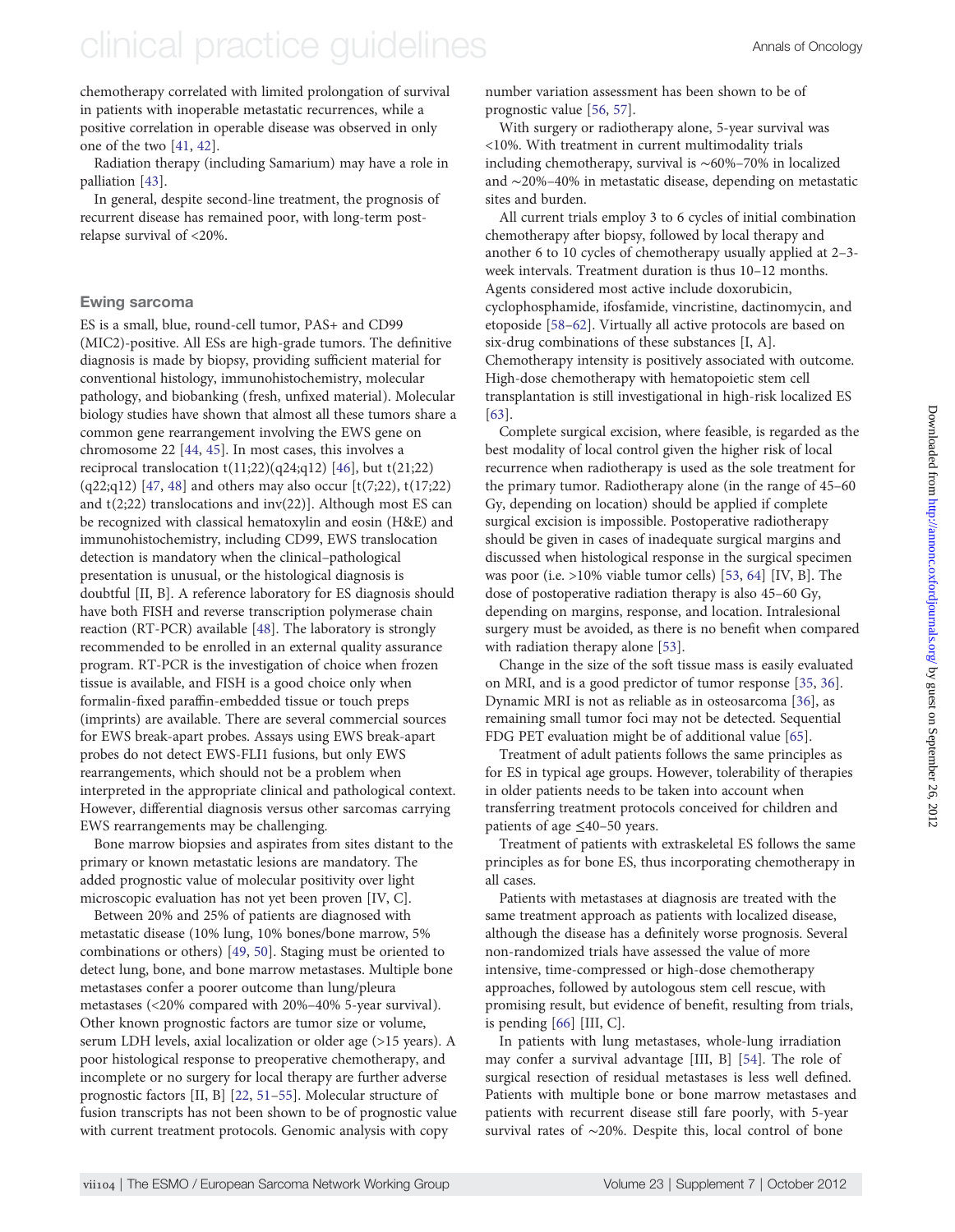chemotherapy correlated with limited prolongation of survival in patients with inoperable metastatic recurrences, while a positive correlation in operable disease was observed in only one of the two [41, 42].

Radiation therapy (including Samarium) may have a role in palliation [43].

In general, despite second-line treatment, the prognosis of recurrent disease has remained poor, with long-term post-relapse survival of <20%.

### Ewing sarcoma

ES is a small, blue, round-cell tumor, PAS+ and CD99 (MIC2)-positive. All ESs are high-grade tumors. The definitive diagnosis is made by biopsy, providing sufficient material for conventional histology, immunohistochemistry, molecular pathology, and biobanking (fresh, unfixed material). Molecular biology studies have shown that almost all these tumors share a common gene rearrangement involving the EWS gene on chromosome 22 [44, 45]. In most cases, this involves a reciprocal translocation t(11;22)(q24;q12) [46], but t(21;22)(q22;q12) [47, 48] and others may also occur [t(7;22), t(17;22) and t(2;22) translocations and inv(22)]. Although most ES can be recognized with classical hematoxylin and eosin (H&E) and immunohistochemistry, including CD99, EWS translocation detection is mandatory when the clinical–pathological presentation is unusual, or the histological diagnosis is doubtful [II, B]. A reference laboratory for ES diagnosis should have both FISH and reverse transcription polymerase chain reaction (RT-PCR) available [48]. The laboratory is strongly recommended to be enrolled in an external quality assurance program. RT-PCR is the investigation of choice when frozen tissue is available, and FISH is a good choice only when formalin-fixed paraffin-embedded tissue or touch preps (imprints) are available. There are several commercial sources for EWS break-apart probes. Assays using EWS break-apart probes do not detect EWS-FLI1 fusions, but only EWS rearrangements, which should not be a problem when interpreted in the appropriate clinical and pathological context. However, differential diagnosis versus other sarcomas carrying EWS rearrangements may be challenging.

Bone marrow biopsies and aspirates from sites distant to the primary or known metastatic lesions are mandatory. The added prognostic value of molecular positivity over light microscopic evaluation has not yet been proven [IV, C].

Between 20% and 25% of patients are diagnosed with metastatic disease (10% lung, 10% bones/bone marrow, 5% combinations or others) [49, 50]. Staging must be oriented to detect lung, bone, and bone marrow metastases. Multiple bone metastases confer a poorer outcome than lung/pleura metastases (<20% compared with 20%–40% 5-year survival). Other known prognostic factors are tumor size or volume, serum LDH levels, axial localization or older age (>15 years). A poor histological response to preoperative chemotherapy, and incomplete or no surgery for local therapy are further adverse prognostic factors [II, B] [22, 51–55]. Molecular structure of fusion transcripts has not been shown to be of prognostic value with current treatment protocols. Genomic analysis with copy number variation assessment has been shown to be of prognostic value [56, 57].

With surgery or radiotherapy alone, 5-year survival was <10%. With treatment in current multimodality trials including chemotherapy, survival is ∼60%–70% in localized and ∼20%–40% in metastatic disease, depending on metastatic sites and burden.

All current trials employ 3 to 6 cycles of initial combination chemotherapy after biopsy, followed by local therapy and another 6 to 10 cycles of chemotherapy usually applied at 2–3-week intervals. Treatment duration is thus 10–12 months. Agents considered most active include doxorubicin, cyclophosphamide, ifosfamide, vincristine, dactinomycin, and etoposide [58–62]. Virtually all active protocols are based on six-drug combinations of these substances [I, A]. Chemotherapy intensity is positively associated with outcome. High-dose chemotherapy with hematopoietic stem cell transplantation is still investigational in high-risk localized ES [63].

Complete surgical excision, where feasible, is regarded as the best modality of local control given the higher risk of local recurrence when radiotherapy is used as the sole treatment for the primary tumor. Radiotherapy alone (in the range of 45–60 Gy, depending on location) should be applied if complete surgical excision is impossible. Postoperative radiotherapy should be given in cases of inadequate surgical margins and discussed when histological response in the surgical specimen was poor (i.e. >10% viable tumor cells) [53, 64] [IV, B]. The dose of postoperative radiation therapy is also 45–60 Gy, depending on margins, response, and location. Intralesional surgery must be avoided, as there is no benefit when compared with radiation therapy alone [53].

Change in the size of the soft tissue mass is easily evaluated on MRI, and is a good predictor of tumor response [35, 36]. Dynamic MRI is not as reliable as in osteosarcoma [36], as remaining small tumor foci may not be detected. Sequential FDG PET evaluation might be of additional value [65].

Treatment of adult patients follows the same principles as for ES in typical age groups. However, tolerability of therapies in older patients needs to be taken into account when transferring treatment protocols conceived for children and patients of age ≤40–50 years.

Treatment of patients with extraskeletal ES follows the same principles as for bone ES, thus incorporating chemotherapy in all cases.

Patients with metastases at diagnosis are treated with the same treatment approach as patients with localized disease, although the disease has a definitely worse prognosis. Several non-randomized trials have assessed the value of more intensive, time-compressed or high-dose chemotherapy approaches, followed by autologous stem cell rescue, with promising result, but evidence of benefit, resulting from trials, is pending [66] [III, C].

In patients with lung metastases, whole-lung irradiation may confer a survival advantage [III, B] [54]. The role of surgical resection of residual metastases is less well defined. Patients with multiple bone or bone marrow metastases and patients with recurrent disease still fare poorly, with 5-year survival rates of ∼20%. Despite this, local control of bone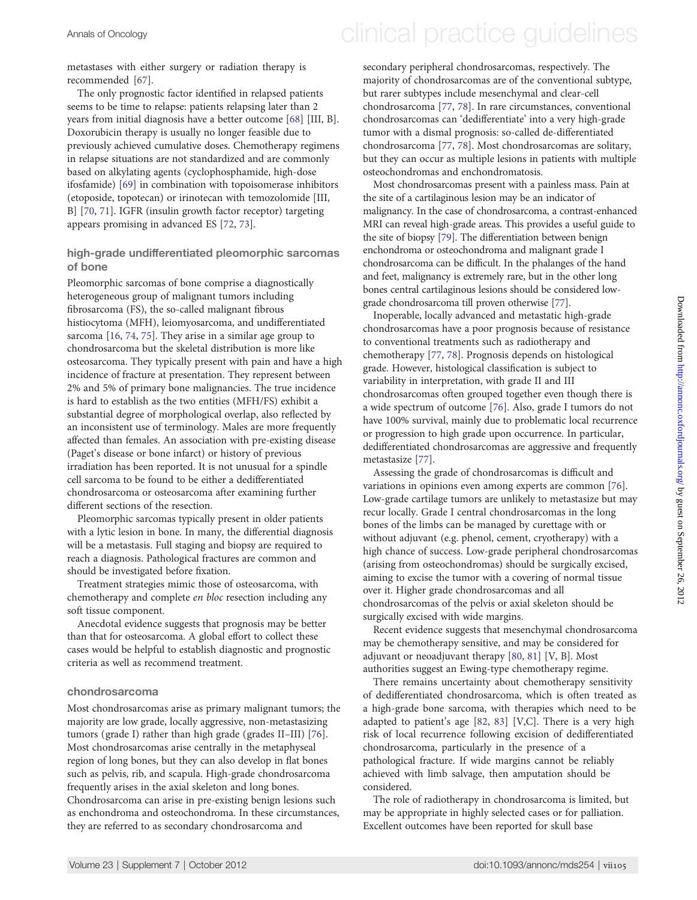metastases with either surgery or radiation therapy is recommended [67].

The only prognostic factor identified in relapsed patients seems to be time to relapse: patients relapsing later than 2 years from initial diagnosis have a better outcome [68] [III, B]. Doxorubicin therapy is usually no longer feasible due to previously achieved cumulative doses. Chemotherapy regimens in relapse situations are not standardized and are commonly based on alkylating agents (cyclophosphamide, high-dose ifosfamide) [69] in combination with topoisomerase inhibitors (etoposide, topotecan) or irinotecan with temozolomide [III, B] [70, 71]. IGFR (insulin growth factor receptor) targeting appears promising in advanced ES [72, 73].

### high-grade undifferentiated pleomorphic sarcomas of bone

Pleomorphic sarcomas of bone comprise a diagnostically heterogeneous group of malignant tumors including fibrosarcoma (FS), the so-called malignant fibrous histiocytoma (MFH), leiomyosarcoma, and undifferentiated sarcoma [16, 74, 75]. They arise in a similar age group to chondrosarcoma but the skeletal distribution is more like osteosarcoma. They typically present with pain and have a high incidence of fracture at presentation. They represent between 2% and 5% of primary bone malignancies. The true incidence is hard to establish as the two entities (MFH/FS) exhibit a substantial degree of morphological overlap, also reflected by an inconsistent use of terminology. Males are more frequently affected than females. An association with pre-existing disease (Paget's disease or bone infarct) or history of previous irradiation has been reported. It is not unusual for a spindle cell sarcoma to be found to be either a dedifferentiated chondrosarcoma or osteosarcoma after examining further different sections of the resection.

Pleomorphic sarcomas typically present in older patients with a lytic lesion in bone. In many, the differential diagnosis will be a metastasis. Full staging and biopsy are required to reach a diagnosis. Pathological fractures are common and should be investigated before fixation.

Treatment strategies mimic those of osteosarcoma, with chemotherapy and complete *en bloc* resection including any soft tissue component.

Anecdotal evidence suggests that prognosis may be better than that for osteosarcoma. A global effort to collect these cases would be helpful to establish diagnostic and prognostic criteria as well as recommend treatment.

### chondrosarcoma

Most chondrosarcomas arise as primary malignant tumors; the majority are low grade, locally aggressive, non-metastasizing tumors (grade I) rather than high grade (grades II–III) [76]. Most chondrosarcomas arise centrally in the metaphyseal region of long bones, but they can also develop in flat bones such as pelvis, rib, and scapula. High-grade chondrosarcoma frequently arises in the axial skeleton and long bones. Chondrosarcoma can arise in pre-existing benign lesions such as enchondroma and osteochondroma. In these circumstances, they are referred to as secondary chondrosarcoma and secondary peripheral chondrosarcomas, respectively. The majority of chondrosarcomas are of the conventional subtype, but rarer subtypes include mesenchymal and clear-cell chondrosarcoma [77, 78]. In rare circumstances, conventional chondrosarcomas can 'dedifferentiate' into a very high-grade tumor with a dismal prognosis: so-called de-differentiated chondrosarcoma [77, 78]. Most chondrosarcomas are solitary, but they can occur as multiple lesions in patients with multiple osteochondromas and enchondromatosis.

Most chondrosarcomas present with a painless mass. Pain at the site of a cartilaginous lesion may be an indicator of malignancy. In the case of chondrosarcoma, a contrast-enhanced MRI can reveal high-grade areas. This provides a useful guide to the site of biopsy [79]. The differentiation between benign enchondroma or osteochondroma and malignant grade I chondrosarcoma can be difficult. In the phalanges of the hand and feet, malignancy is extremely rare, but in the other long bones central cartilaginous lesions should be considered low-grade chondrosarcoma till proven otherwise [77].

Inoperable, locally advanced and metastatic high-grade chondrosarcomas have a poor prognosis because of resistance to conventional treatments such as radiotherapy and chemotherapy [77, 78]. Prognosis depends on histological grade. However, histological classification is subject to variability in interpretation, with grade II and III chondrosarcomas often grouped together even though there is a wide spectrum of outcome [76]. Also, grade I tumors do not have 100% survival, mainly due to problematic local recurrence or progression to high grade upon occurrence. In particular, dedifferentiated chondrosarcomas are aggressive and frequently metastasize [77].

Assessing the grade of chondrosarcomas is difficult and variations in opinions even among experts are common [76]. Low-grade cartilage tumors are unlikely to metastasize but may recur locally. Grade I central chondrosarcomas in the long bones of the limbs can be managed by curettage with or without adjuvant (e.g. phenol, cement, cryotherapy) with a high chance of success. Low-grade peripheral chondrosarcomas (arising from osteochondromas) should be surgically excised, aiming to excise the tumor with a covering of normal tissue over it. Higher grade chondrosarcomas and all chondrosarcomas of the pelvis or axial skeleton should be surgically excised with wide margins.

Recent evidence suggests that mesenchymal chondrosarcoma may be chemotherapy sensitive, and may be considered for adjuvant or neoadjuvant therapy [80, 81] [V, B]. Most authorities suggest an Ewing-type chemotherapy regime.

There remains uncertainty about chemotherapy sensitivity of dedifferentiated chondrosarcoma, which is often treated as a high-grade bone sarcoma, with therapies which need to be adapted to patient's age [82, 83] [V,C]. There is a very high risk of local recurrence following excision of dedifferentiated chondrosarcoma, particularly in the presence of a pathological fracture. If wide margins cannot be reliably achieved with limb salvage, then amputation should be considered.

The role of radiotherapy in chondrosarcoma is limited, but may be appropriate in highly selected cases or for palliation. Excellent outcomes have been reported for skull base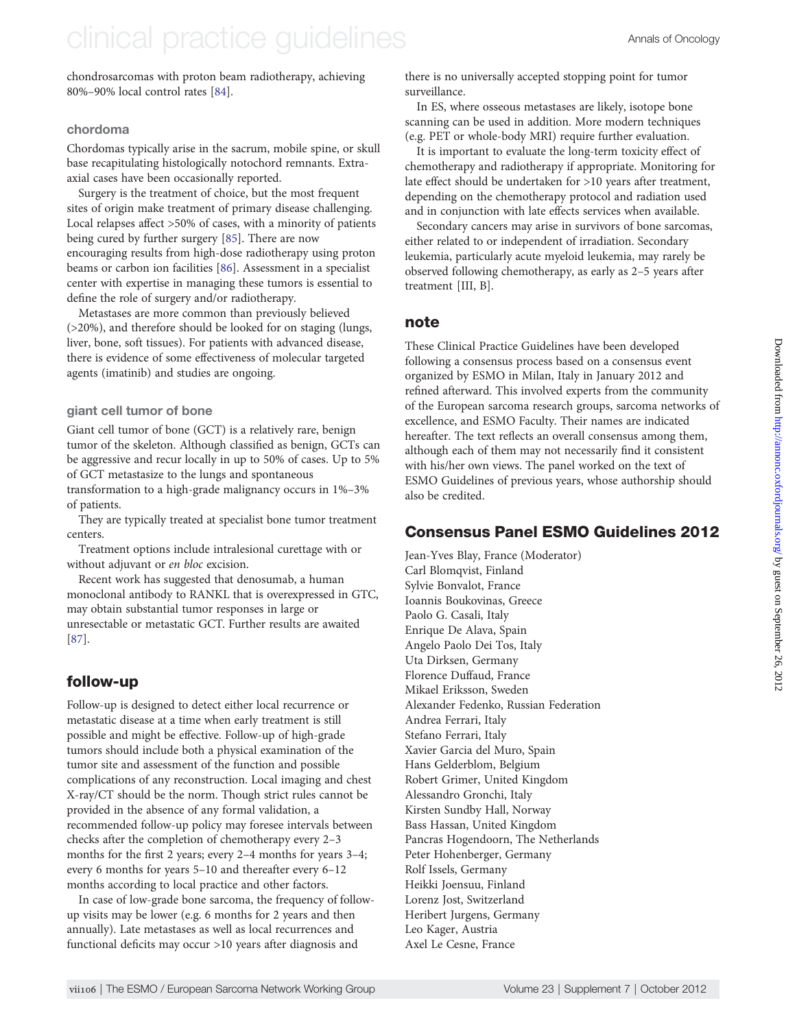chondrosarcomas with proton beam radiotherapy, achieving 80%–90% local control rates [84].

### chordoma

Chordomas typically arise in the sacrum, mobile spine, or skull base recapitulating histologically notochord remnants. Extra-axial cases have been occasionally reported.

Surgery is the treatment of choice, but the most frequent sites of origin make treatment of primary disease challenging. Local relapses affect >50% of cases, with a minority of patients being cured by further surgery [85]. There are now encouraging results from high-dose radiotherapy using proton beams or carbon ion facilities [86]. Assessment in a specialist center with expertise in managing these tumors is essential to define the role of surgery and/or radiotherapy.

Metastases are more common than previously believed (>20%), and therefore should be looked for on staging (lungs, liver, bone, soft tissues). For patients with advanced disease, there is evidence of some effectiveness of molecular targeted agents (imatinib) and studies are ongoing.

### giant cell tumor of bone

Giant cell tumor of bone (GCT) is a relatively rare, benign tumor of the skeleton. Although classified as benign, GCTs can be aggressive and recur locally in up to 50% of cases. Up to 5% of GCT metastasize to the lungs and spontaneous transformation to a high-grade malignancy occurs in 1%–3% of patients.

They are typically treated at specialist bone tumor treatment centers.

Treatment options include intralesional curettage with or without adjuvant or *en bloc* excision.

Recent work has suggested that denosumab, a human monoclonal antibody to RANKL that is overexpressed in GTC, may obtain substantial tumor responses in large or unresectable or metastatic GCT. Further results are awaited [87].

## follow-up

Follow-up is designed to detect either local recurrence or metastatic disease at a time when early treatment is still possible and might be effective. Follow-up of high-grade tumors should include both a physical examination of the tumor site and assessment of the function and possible complications of any reconstruction. Local imaging and chest X-ray/CT should be the norm. Though strict rules cannot be provided in the absence of any formal validation, a recommended follow-up policy may foresee intervals between checks after the completion of chemotherapy every 2–3 months for the first 2 years; every 2–4 months for years 3–4; every 6 months for years 5–10 and thereafter every 6–12 months according to local practice and other factors.

In case of low-grade bone sarcoma, the frequency of follow-up visits may be lower (e.g. 6 months for 2 years and then annually). Late metastases as well as local recurrences and functional deficits may occur >10 years after diagnosis and there is no universally accepted stopping point for tumor surveillance.

In ES, where osseous metastases are likely, isotope bone scanning can be used in addition. More modern techniques (e.g. PET or whole-body MRI) require further evaluation.

It is important to evaluate the long-term toxicity effect of chemotherapy and radiotherapy if appropriate. Monitoring for late effect should be undertaken for >10 years after treatment, depending on the chemotherapy protocol and radiation used and in conjunction with late effects services when available.

Secondary cancers may arise in survivors of bone sarcomas, either related to or independent of irradiation. Secondary leukemia, particularly acute myeloid leukemia, may rarely be observed following chemotherapy, as early as 2–5 years after treatment [III, B].

## note

These Clinical Practice Guidelines have been developed following a consensus process based on a consensus event organized by ESMO in Milan, Italy in January 2012 and refined afterward. This involved experts from the community of the European sarcoma research groups, sarcoma networks of excellence, and ESMO Faculty. Their names are indicated hereafter. The text reflects an overall consensus among them, although each of them may not necessarily find it consistent with his/her own views. The panel worked on the text of ESMO Guidelines of previous years, whose authorship should also be credited.

## Consensus Panel ESMO Guidelines 2012

Jean-Yves Blay, France (Moderator)
Carl Blomqvist, Finland
Sylvie Bonvalot, France
Ioannis Boukovinas, Greece
Paolo G. Casali, Italy
Enrique De Alava, Spain
Angelo Paolo Dei Tos, Italy
Uta Dirksen, Germany
Florence Duffaud, France
Mikael Eriksson, Sweden
Alexander Fedenko, Russian Federation
Andrea Ferrari, Italy
Stefano Ferrari, Italy
Xavier Garcia del Muro, Spain
Hans Gelderblom, Belgium
Robert Grimer, United Kingdom
Alessandro Gronchi, Italy
Kirsten Sundby Hall, Norway
Bass Hassan, United Kingdom
Pancras Hogendoorn, The Netherlands
Peter Hohenberger, Germany
Rolf Issels, Germany
Heikki Joensuu, Finland
Lorenz Jost, Switzerland
Heribert Jurgens, Germany
Leo Kager, Austria
Axel Le Cesne, France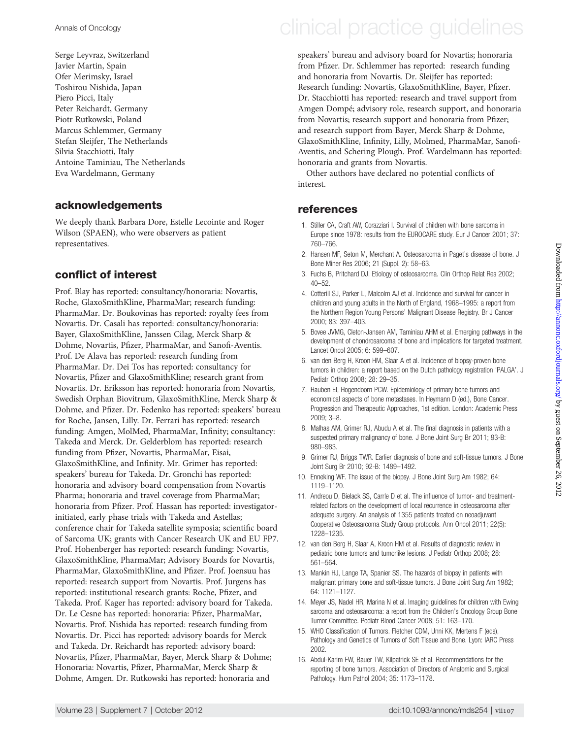Serge Leyvraz, Switzerland
Javier Martin, Spain
Ofer Merimsky, Israel
Toshirou Nishida, Japan
Piero Picci, Italy
Peter Reichardt, Germany
Piotr Rutkowski, Poland
Marcus Schlemmer, Germany
Stefan Sleijfer, The Netherlands
Silvia Stacchiotti, Italy
Antoine Taminiau, The Netherlands
Eva Wardelmann, Germany

## acknowledgements

We deeply thank Barbara Dore, Estelle Lecointe and Roger Wilson (SPAEN), who were observers as patient representatives.

## conflict of interest

Prof. Blay has reported: consultancy/honoraria: Novartis, Roche, GlaxoSmithKline, PharmaMar; research funding: PharmaMar. Dr. Boukovinas has reported: royalty fees from Novartis. Dr. Casali has reported: consultancy/honoraria: Bayer, GlaxoSmithKline, Janssen Cilag, Merck Sharp & Dohme, Novartis, Pfizer, PharmaMar, and Sanofi-Aventis. Prof. De Alava has reported: research funding from PharmaMar. Dr. Dei Tos has reported: consultancy for Novartis, Pfizer and GlaxoSmithKline; research grant from Novartis. Dr. Eriksson has reported: honoraria from Novartis, Swedish Orphan Biovitrum, GlaxoSmithKline, Merck Sharp & Dohme, and Pfizer. Dr. Fedenko has reported: speakers' bureau for Roche, Jansen, Lilly. Dr. Ferrari has reported: research funding: Amgen, MolMed, PharmaMar, Infinity; consultancy: Takeda and Merck. Dr. Gelderblom has reported: research funding from Pfizer, Novartis, PharmaMar, Eisai, GlaxoSmithKline, and Infinity. Mr. Grimer has reported: speakers' bureau for Takeda. Dr. Gronchi has reported: honoraria and advisory board compensation from Novartis Pharma; honoraria and travel coverage from PharmaMar; honoraria from Pfizer. Prof. Hassan has reported: investigator-initiated, early phase trials with Takeda and Astellas; conference chair for Takeda satellite symposia; scientific board of Sarcoma UK; grants with Cancer Research UK and EU FP7. Prof. Hohenberger has reported: research funding: Novartis, GlaxoSmithKline, PharmaMar; Advisory Boards for Novartis, PharmaMar, GlaxoSmithKline, and Pfizer. Prof. Joensuu has reported: research support from Novartis. Prof. Jurgens has reported: institutional research grants: Roche, Pfizer, and Takeda. Prof. Kager has reported: advisory board for Takeda. Dr. Le Cesne has reported: honoraria: Pfizer, PharmaMar, Novartis. Prof. Nishida has reported: research funding from Novartis. Dr. Picci has reported: advisory boards for Merck and Takeda. Dr. Reichardt has reported: advisory board: Novartis, Pfizer, PharmaMar, Bayer, Merck Sharp & Dohme; Honoraria: Novartis, Pfizer, PharmaMar, Merck Sharp & Dohme, Amgen. Dr. Rutkowski has reported: honoraria and speakers' bureau and advisory board for Novartis; honoraria from Pfizer. Dr. Schlemmer has reported: research funding and honoraria from Novartis. Dr. Sleijfer has reported: Research funding: Novartis, GlaxoSmithKline, Bayer, Pfizer. Dr. Stacchiotti has reported: research and travel support from Amgen Dompé; advisory role, research support, and honoraria from Novartis; research support and honoraria from Pfizer; and research support from Bayer, Merck Sharp & Dohme, GlaxoSmithKline, Infinity, Lilly, Molmed, PharmaMar, Sanofi-Aventis, and Schering Plough. Prof. Wardelmann has reported: honoraria and grants from Novartis.

Other authors have declared no potential conflicts of interest.

## references

1. Stiller CA, Craft AW, Corazziari I. Survival of children with bone sarcoma in Europe since 1978: results from the EUROCARE study. Eur J Cancer 2001; 37: 760–766.
2. Hansen MF, Seton M, Merchant A. Osteosarcoma in Paget's disease of bone. J Bone Miner Res 2006; 21 (Suppl. 2): 58–63.
3. Fuchs B, Pritchard DJ. Etiology of osteosarcoma. Clin Orthop Relat Res 2002; 40–52.
4. Cotterill SJ, Parker L, Malcolm AJ et al. Incidence and survival for cancer in children and young adults in the North of England, 1968–1995: a report from the Northern Region Young Persons' Malignant Disease Registry. Br J Cancer 2000; 83: 397–403.
5. Bovee JVMG, Cleton-Jansen AM, Taminiau AHM et al. Emerging pathways in the development of chondrosarcoma of bone and implications for targeted treatment. Lancet Oncol 2005; 6: 599–607.
6. van den Berg H, Kroon HM, Slaar A et al. Incidence of biopsy-proven bone tumors in children: a report based on the Dutch pathology registration 'PALGA'. J Pediatr Orthop 2008; 28: 29–35.
7. Hauben EI, Hogendoorn PCW. Epidemiology of primary bone tumors and economical aspects of bone metastases. In Heymann D (ed.), Bone Cancer. Progression and Therapeutic Approaches, 1st edition. London: Academic Press 2009; 3–8.
8. Malhas AM, Grimer RJ, Abudu A et al. The final diagnosis in patients with a suspected primary malignancy of bone. J Bone Joint Surg Br 2011; 93-B: 980–983.
9. Grimer RJ, Briggs TWR. Earlier diagnosis of bone and soft-tissue tumors. J Bone Joint Surg Br 2010; 92-B: 1489–1492.
10. Enneking WF. The issue of the biopsy. J Bone Joint Surg Am 1982; 64: 1119–1120.
11. Andreou D, Bielack SS, Carrle D et al. The influence of tumor- and treatment-related factors on the development of local recurrence in osteosarcoma after adequate surgery. An analysis of 1355 patients treated on neoadjuvant Cooperative Osteosarcoma Study Group protocols. Ann Oncol 2011; 22(5): 1228–1235.
12. van den Berg H, Slaar A, Kroon HM et al. Results of diagnostic review in pediatric bone tumors and tumorlike lesions. J Pediatr Orthop 2008; 28: 561–564.
13. Mankin HJ, Lange TA, Spanier SS. The hazards of biopsy in patients with malignant primary bone and soft-tissue tumors. J Bone Joint Surg Am 1982; 64: 1121–1127.
14. Meyer JS, Nadel HR, Marina N et al. Imaging guidelines for children with Ewing sarcoma and osteosarcoma: a report from the Children's Oncology Group Bone Tumor Committee. Pediatr Blood Cancer 2008; 51: 163–170.
15. WHO Classification of Tumors. Fletcher CDM, Unni KK, Mertens F (eds), Pathology and Genetics of Tumors of Soft Tissue and Bone. Lyon: IARC Press 2002.
16. Abdul-Karim FW, Bauer TW, Kilpatrick SE et al. Recommendations for the reporting of bone tumors. Association of Directors of Anatomic and Surgical Pathology. Hum Pathol 2004; 35: 1173–1178.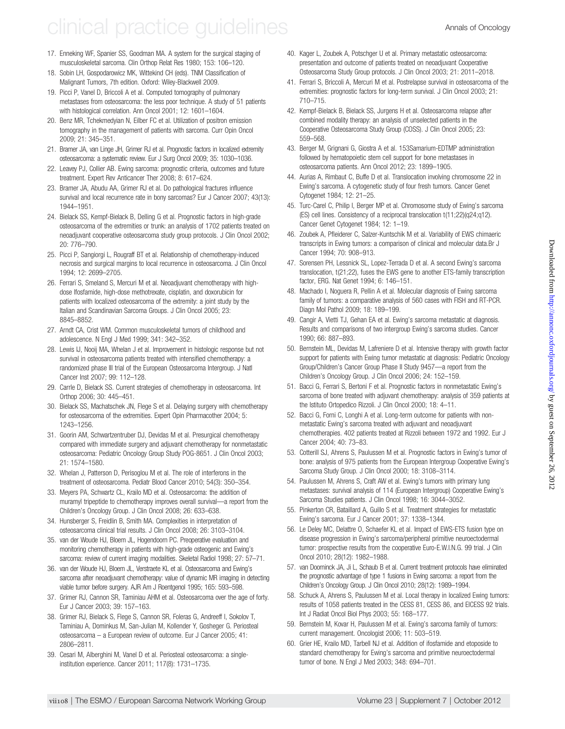17. Enneking WF, Spanier SS, Goodman MA. A system for the surgical staging of musculoskeletal sarcoma. Clin Orthop Relat Res 1980; 153: 106–120.
18. Sobin LH, Gospodarowicz MK, Wittekind CH (eds). TNM Classification of Malignant Tumors, 7th edition. Oxford: Wiley-Blackwell 2009.
19. Picci P, Vanel D, Briccoli A et al. Computed tomography of pulmonary metastases from osteosarcoma: the less poor technique. A study of 51 patients with histological correlation. Ann Oncol 2001; 12: 1601–1604.
20. Benz MR, Tchekmedyian N, Eilber FC et al. Utilization of positron emission tomography in the management of patients with sarcoma. Curr Opin Oncol 2009; 21: 345–351.
21. Bramer JA, van Linge JH, Grimer RJ et al. Prognostic factors in localized extremity osteosarcoma: a systematic review. Eur J Surg Oncol 2009; 35: 1030–1036.
22. Leavey PJ, Collier AB. Ewing sarcoma: prognostic criteria, outcomes and future treatment. Expert Rev Anticancer Ther 2008; 8: 617–624.
23. Bramer JA, Abudu AA, Grimer RJ et al. Do pathological fractures influence survival and local recurrence rate in bony sarcomas? Eur J Cancer 2007; 43(13): 1944–1951.
24. Bielack SS, Kempf-Bielack B, Delling G et al. Prognostic factors in high-grade osteosarcoma of the extremities or trunk: an analysis of 1702 patients treated on neoadjuvant cooperative osteosarcoma study group protocols. J Clin Oncol 2002; 20: 776–790.
25. Picci P, Sangiorgi L, Rougraff BT et al. Relationship of chemotherapy-induced necrosis and surgical margins to local recurrence in osteosarcoma. J Clin Oncol 1994; 12: 2699–2705.
26. Ferrari S, Smeland S, Mercuri M et al. Neoadjuvant chemotherapy with high-dose Ifosfamide, high-dose methotrexate, cisplatin, and doxorubicin for patients with localized osteosarcoma of the extremity: a joint study by the Italian and Scandinavian Sarcoma Groups. J Clin Oncol 2005; 23: 8845–8852.
27. Arndt CA, Crist WM. Common musculoskeletal tumors of childhood and adolescence. N Engl J Med 1999; 341: 342–352.
28. Lewis IJ, Nooij MA, Whelan J et al. Improvement in histologic response but not survival in osteosarcoma patients treated with intensified chemotherapy: a randomized phase III trial of the European Osteosarcoma Intergroup. J Natl Cancer Inst 2007; 99: 112–128.
29. Carrle D, Bielack SS. Current strategies of chemotherapy in osteosarcoma. Int Orthop 2006; 30: 445–451.
30. Bielack SS, Machatschek JN, Flege S et al. Delaying surgery with chemotherapy for osteosarcoma of the extremities. Expert Opin Pharmacother 2004; 5: 1243–1256.
31. Goorin AM, Schwartzentruber DJ, Devidas M et al. Presurgical chemotherapy compared with immediate surgery and adjuvant chemotherapy for nonmetastatic osteosarcoma: Pediatric Oncology Group Study POG-8651. J Clin Oncol 2003; 21: 1574–1580.
32. Whelan J, Patterson D, Perisoglou M et al. The role of interferons in the treatment of osteosarcoma. Pediatr Blood Cancer 2010; 54(3): 350–354.
33. Meyers PA, Schwartz CL, Krailo MD et al. Osteosarcoma: the addition of muramyl tripeptide to chemotherapy improves overall survival—a report from the Children's Oncology Group. J Clin Oncol 2008; 26: 633–638.
34. Hunsberger S, Freidlin B, Smith MA. Complexities in interpretation of osteosarcoma clinical trial results. J Clin Oncol 2008; 26: 3103–3104.
35. van der Woude HJ, Bloem JL, Hogendoorn PC. Preoperative evaluation and monitoring chemotherapy in patients with high-grade osteogenic and Ewing's sarcoma: review of current imaging modalities. Skeletal Radiol 1998; 27: 57–71.
36. van der Woude HJ, Bloem JL, Verstraete KL et al. Osteosarcoma and Ewing's sarcoma after neoadjuvant chemotherapy: value of dynamic MR imaging in detecting viable tumor before surgery. AJR Am J Roentgenol 1995; 165: 593–598.
37. Grimer RJ, Cannon SR, Taminiau AHM et al. Osteosarcoma over the age of forty. Eur J Cancer 2003; 39: 157–163.
38. Grimer RJ, Bielack S, Flege S, Cannon SR, Foleras G, Andreeff I, Sokolov T, Taminiau A, Dominkus M, San-Julian M, Kollender Y, Gosheger G. Periosteal osteosarcoma – a European review of outcome. Eur J Cancer 2005; 41: 2806–2811.
39. Cesari M, Alberghini M, Vanel D et al. Periosteal osteosarcoma: a single-institution experience. Cancer 2011; 117(8): 1731–1735.
40. Kager L, Zoubek A, Potschger U et al. Primary metastatic osteosarcoma: presentation and outcome of patients treated on neoadjuvant Cooperative Osteosarcoma Study Group protocols. J Clin Oncol 2003; 21: 2011–2018.
41. Ferrari S, Briccoli A, Mercuri M et al. Postrelapse survival in osteosarcoma of the extremities: prognostic factors for long-term survival. J Clin Oncol 2003; 21: 710–715.
42. Kempf-Bielack B, Bielack SS, Jurgens H et al. Osteosarcoma relapse after combined modality therapy: an analysis of unselected patients in the Cooperative Osteosarcoma Study Group (COSS). J Clin Oncol 2005; 23: 559–568.
43. Berger M, Grignani G, Giostra A et al. 153Samarium-EDTMP administration followed by hematopoietic stem cell support for bone metastases in osteosarcoma patients. Ann Oncol 2012; 23: 1899–1905.
44. Aurias A, Rimbaut C, Buffe D et al. Translocation involving chromosome 22 in Ewing's sarcoma. A cytogenetic study of four fresh tumors. Cancer Genet Cytogenet 1984; 12: 21–25.
45. Turc-Carel C, Philip I, Berger MP et al. Chromosome study of Ewing's sarcoma (ES) cell lines. Consistency of a reciprocal translocation t(11;22)(q24;q12). Cancer Genet Cytogenet 1984; 12: 1–19.
46. Zoubek A, Pfleiderer C, Salzer-Kuntschik M et al. Variability of EWS chimaeric transcripts in Ewing tumors: a comparison of clinical and molecular data.Br J Cancer 1994; 70: 908–913.
47. Sorensen PH, Lessnick SL, Lopez-Terrada D et al. A second Ewing's sarcoma translocation, t(21;22), fuses the EWS gene to another ETS-family transcription factor, ERG. Nat Genet 1994; 6: 146–151.
48. Machado I, Noguera R, Pellin A et al. Molecular diagnosis of Ewing sarcoma family of tumors: a comparative analysis of 560 cases with FISH and RT-PCR. Diagn Mol Pathol 2009; 18: 189–199.
49. Cangir A, Vietti TJ, Gehan EA et al. Ewing's sarcoma metastatic at diagnosis. Results and comparisons of two intergroup Ewing's sarcoma studies. Cancer 1990; 66: 887–893.
50. Bernstein ML, Devidas M, Lafreniere D et al. Intensive therapy with growth factor support for patients with Ewing tumor metastatic at diagnosis: Pediatric Oncology Group/Children's Cancer Group Phase II Study 9457—a report from the Children's Oncology Group. J Clin Oncol 2006; 24: 152–159.
51. Bacci G, Ferrari S, Bertoni F et al. Prognostic factors in nonmetastatic Ewing's sarcoma of bone treated with adjuvant chemotherapy: analysis of 359 patients at the Istituto Ortopedico Rizzoli. J Clin Oncol 2000; 18: 4–11.
52. Bacci G, Forni C, Longhi A et al. Long-term outcome for patients with non-metastatic Ewing's sarcoma treated with adjuvant and neoadjuvant chemotherapies. 402 patients treated at Rizzoli between 1972 and 1992. Eur J Cancer 2004; 40: 73–83.
53. Cotterill SJ, Ahrens S, Paulussen M et al. Prognostic factors in Ewing's tumor of bone: analysis of 975 patients from the European Intergroup Cooperative Ewing's Sarcoma Study Group. J Clin Oncol 2000; 18: 3108–3114.
54. Paulussen M, Ahrens S, Craft AW et al. Ewing's tumors with primary lung metastases: survival analysis of 114 (European Intergroup) Cooperative Ewing's Sarcoma Studies patients. J Clin Oncol 1998; 16: 3044–3052.
55. Pinkerton CR, Bataillard A, Guillo S et al. Treatment strategies for metastatic Ewing's sarcoma. Eur J Cancer 2001; 37: 1338–1344.
56. Le Deley MC, Delattre O, Schaefer KL et al. Impact of EWS-ETS fusion type on disease progression in Ewing's sarcoma/peripheral primitive neuroectodermal tumor: prospective results from the cooperative Euro-E.W.I.N.G. 99 trial. J Clin Oncol 2010; 28(12): 1982–1988.
57. van Doorninck JA, Ji L, Schaub B et al. Current treatment protocols have eliminated the prognostic advantage of type 1 fusions in Ewing sarcoma: a report from the Children's Oncology Group. J Clin Oncol 2010; 28(12): 1989–1994.
58. Schuck A, Ahrens S, Paulussen M et al. Local therapy in localized Ewing tumors: results of 1058 patients treated in the CESS 81, CESS 86, and EICESS 92 trials. Int J Radiat Oncol Biol Phys 2003; 55: 168–177.
59. Bernstein M, Kovar H, Paulussen M et al. Ewing's sarcoma family of tumors: current management. Oncologist 2006; 11: 503–519.
60. Grier HE, Krailo MD, Tarbell NJ et al. Addition of ifosfamide and etoposide to standard chemotherapy for Ewing's sarcoma and primitive neuroectodermal tumor of bone. N Engl J Med 2003; 348: 694–701.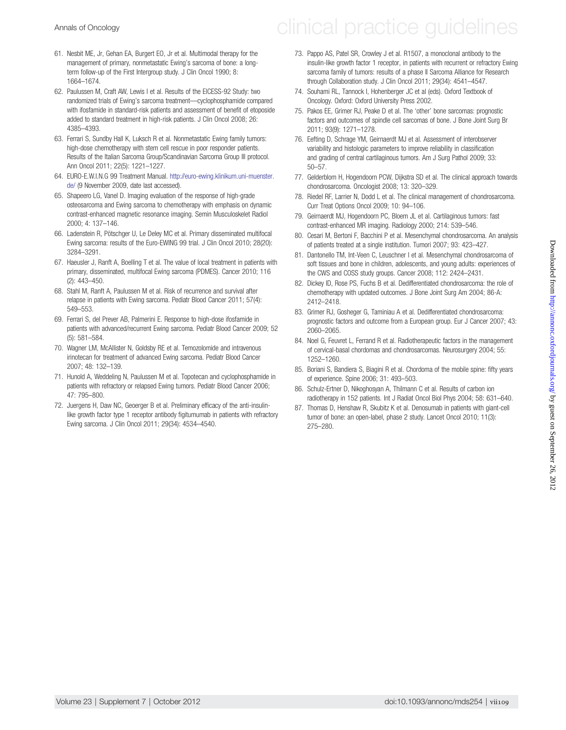61. Nesbit ME, Jr, Gehan EA, Burgert EO, Jr et al. Multimodal therapy for the management of primary, nonmetastatic Ewing's sarcoma of bone: a long-term follow-up of the First Intergroup study. J Clin Oncol 1990; 8: 1664–1674.
62. Paulussen M, Craft AW, Lewis I et al. Results of the EICESS-92 Study: two randomized trials of Ewing's sarcoma treatment—cyclophosphamide compared with ifosfamide in standard-risk patients and assessment of benefit of etoposide added to standard treatment in high-risk patients. J Clin Oncol 2008; 26: 4385–4393.
63. Ferrari S, Sundby Hall K, Luksch R et al. Nonmetastatic Ewing family tumors: high-dose chemotherapy with stem cell rescue in poor responder patients. Results of the Italian Sarcoma Group/Scandinavian Sarcoma Group III protocol. Ann Oncol 2011; 22(5): 1221–1227.
64. EURO-E.W.I.N.G 99 Treatment Manual. http://euro-ewing.klinikum.uni-muenster.de/ (9 November 2009, date last accessed).
65. Shapeero LG, Vanel D. Imaging evaluation of the response of high-grade osteosarcoma and Ewing sarcoma to chemotherapy with emphasis on dynamic contrast-enhanced magnetic resonance imaging. Semin Musculoskelet Radiol 2000; 4: 137–146.
66. Ladenstein R, Pötschger U, Le Deley MC et al. Primary disseminated multifocal Ewing sarcoma: results of the Euro-EWING 99 trial. J Clin Oncol 2010; 28(20): 3284–3291.
67. Haeusler J, Ranft A, Boelling T et al. The value of local treatment in patients with primary, disseminated, multifocal Ewing sarcoma (PDMES). Cancer 2010; 116 (2): 443–450.
68. Stahl M, Ranft A, Paulussen M et al. Risk of recurrence and survival after relapse in patients with Ewing sarcoma. Pediatr Blood Cancer 2011; 57(4): 549–553.
69. Ferrari S, del Prever AB, Palmerini E. Response to high-dose ifosfamide in patients with advanced/recurrent Ewing sarcoma. Pediatr Blood Cancer 2009; 52 (5): 581–584.
70. Wagner LM, McAllister N, Goldsby RE et al. Temozolomide and intravenous irinotecan for treatment of advanced Ewing sarcoma. Pediatr Blood Cancer 2007; 48: 132–139.
71. Hunold A, Weddeling N, Paulussen M et al. Topotecan and cyclophosphamide in patients with refractory or relapsed Ewing tumors. Pediatr Blood Cancer 2006; 47: 795–800.
72. Juergens H, Daw NC, Geoerger B et al. Preliminary efficacy of the anti-insulin-like growth factor type 1 receptor antibody figitumumab in patients with refractory Ewing sarcoma. J Clin Oncol 2011; 29(34): 4534–4540.
73. Pappo AS, Patel SR, Crowley J et al. R1507, a monoclonal antibody to the insulin-like growth factor 1 receptor, in patients with recurrent or refractory Ewing sarcoma family of tumors: results of a phase II Sarcoma Alliance for Research through Collaboration study. J Clin Oncol 2011; 29(34): 4541–4547.
74. Souhami RL, Tannock I, Hohenberger JC et al (eds). Oxford Textbook of Oncology. Oxford: Oxford University Press 2002.
75. Pakos EE, Grimer RJ, Peake D et al. The 'other' bone sarcomas: prognostic factors and outcomes of spindle cell sarcomas of bone. J Bone Joint Surg Br 2011; 93(9): 1271–1278.
76. Eefting D, Schrage YM, Geirnaerdt MJ et al. Assessment of interobserver variability and histologic parameters to improve reliability in classification and grading of central cartilaginous tumors. Am J Surg Pathol 2009; 33: 50–57.
77. Gelderblom H, Hogendoorn PCW, Dijkstra SD et al. The clinical approach towards chondrosarcoma. Oncologist 2008; 13: 320–329.
78. Riedel RF, Larrier N, Dodd L et al. The clinical management of chondrosarcoma. Curr Treat Options Oncol 2009; 10: 94–106.
79. Geirnaerdt MJ, Hogendoorn PC, Bloem JL et al. Cartilaginous tumors: fast contrast-enhanced MR imaging. Radiology 2000; 214: 539–546.
80. Cesari M, Bertoni F, Bacchini P et al. Mesenchymal chondrosarcoma. An analysis of patients treated at a single institution. Tumori 2007; 93: 423–427.
81. Dantonello TM, Int-Veen C, Leuschner I et al. Mesenchymal chondrosarcoma of soft tissues and bone in children, adolescents, and young adults: experiences of the CWS and COSS study groups. Cancer 2008; 112: 2424–2431.
82. Dickey ID, Rose PS, Fuchs B et al. Dedifferentiated chondrosarcoma: the role of chemotherapy with updated outcomes. J Bone Joint Surg Am 2004; 86-A: 2412–2418.
83. Grimer RJ, Gosheger G, Taminiau A et al. Dedifferentiated chondrosarcoma: prognostic factors and outcome from a European group. Eur J Cancer 2007; 43: 2060–2065.
84. Noel G, Feuvret L, Ferrand R et al. Radiotherapeutic factors in the management of cervical-basal chordomas and chondrosarcomas. Neurosurgery 2004; 55: 1252–1260.
85. Boriani S, Bandiera S, Biagini R et al. Chordoma of the mobile spine: fifty years of experience. Spine 2006; 31: 493–503.
86. Schulz-Ertner D, Nikoghosyan A, Thilmann C et al. Results of carbon ion radiotherapy in 152 patients. Int J Radiat Oncol Biol Phys 2004; 58: 631–640.
87. Thomas D, Henshaw R, Skubitz K et al. Denosumab in patients with giant-cell tumor of bone: an open-label, phase 2 study. Lancet Oncol 2010; 11(3): 275–280.